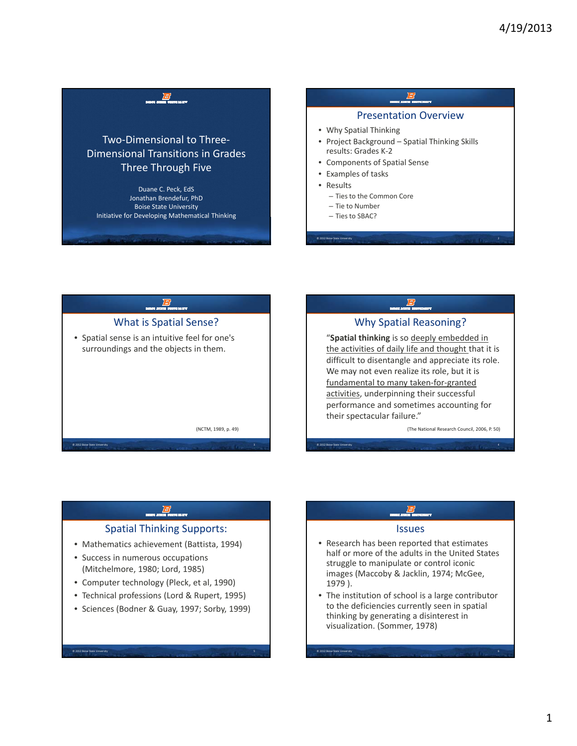# Two-Dimensional to Three-Dimensional Transitions in Grades Three Through Five

Duane C. Peck, EdS
Jonathan Brendefur, PhD
Boise State University
Initiative for Developing Mathematical Thinking

## Presentation Overview

- Why Spatial Thinking
- Project Background – Spatial Thinking Skills results: Grades K-2
- Components of Spatial Sense
- Examples of tasks
- Results
  - Ties to the Common Core
  - Tie to Number
  - Ties to SBAC?

## What is Spatial Sense?

- Spatial sense is an intuitive feel for one's surroundings and the objects in them.

(NCTM, 1989, p. 49)

## Why Spatial Reasoning?

"**Spatial thinking** is so deeply embedded in the activities of daily life and thought that it is difficult to disentangle and appreciate its role. We may not even realize its role, but it is fundamental to many taken-for-granted activities, underpinning their successful performance and sometimes accounting for their spectacular failure."

(The National Research Council, 2006, P. 50)

## Spatial Thinking Supports:

- Mathematics achievement (Battista, 1994)
- Success in numerous occupations (Mitchelmore, 1980; Lord, 1985)
- Computer technology (Pleck, et al, 1990)
- Technical professions (Lord & Rupert, 1995)
- Sciences (Bodner & Guay, 1997; Sorby, 1999)

## Issues

- Research has been reported that estimates half or more of the adults in the United States struggle to manipulate or control iconic images (Maccoby & Jacklin, 1974; McGee, 1979 ).
- The institution of school is a large contributor to the deficiencies currently seen in spatial thinking by generating a disinterest in visualization. (Sommer, 1978)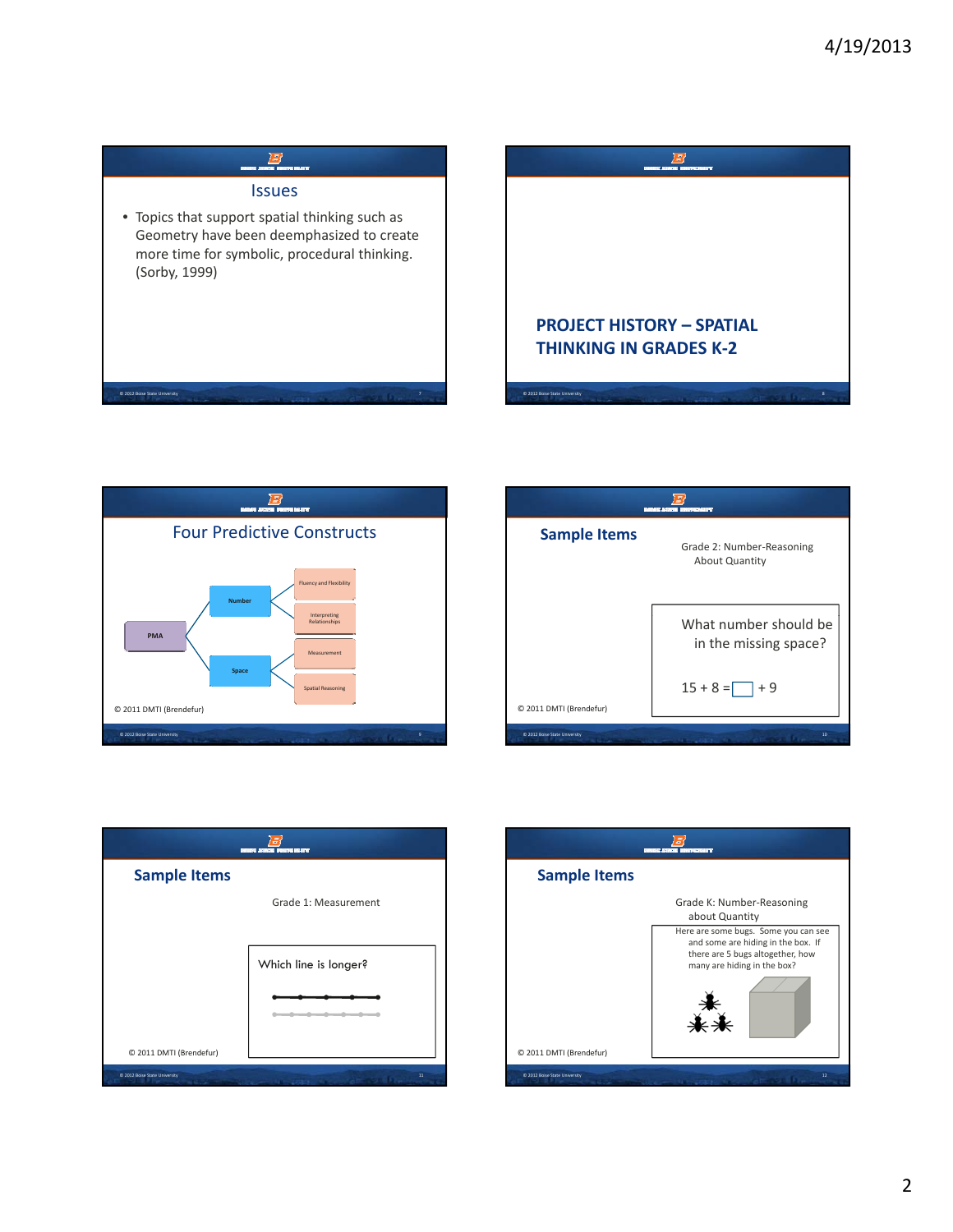## Issues

- Topics that support spatial thinking such as Geometry have been deemphasized to create more time for symbolic, procedural thinking. (Sorby, 1999)

## PROJECT HISTORY – SPATIAL THINKING IN GRADES K-2

## Four Predictive Constructs

- PMA
  - Number
    - Fluency and Flexibility
    - Interpreting Relationships
  - Space
    - Measurement
    - Spatial Reasoning

© 2011 DMTI (Brendefur)

## Sample Items

Grade 2: Number-Reasoning About Quantity

What number should be in the missing space?

$15 + 8 = \square + 9$

© 2011 DMTI (Brendefur)

## Sample Items

Grade 1: Measurement

Which line is longer?

© 2011 DMTI (Brendefur)

## Sample Items

Grade K: Number-Reasoning about Quantity

Here are some bugs. Some you can see and some are hiding in the box. If there are 5 bugs altogether, how many are hiding in the box?

© 2011 DMTI (Brendefur)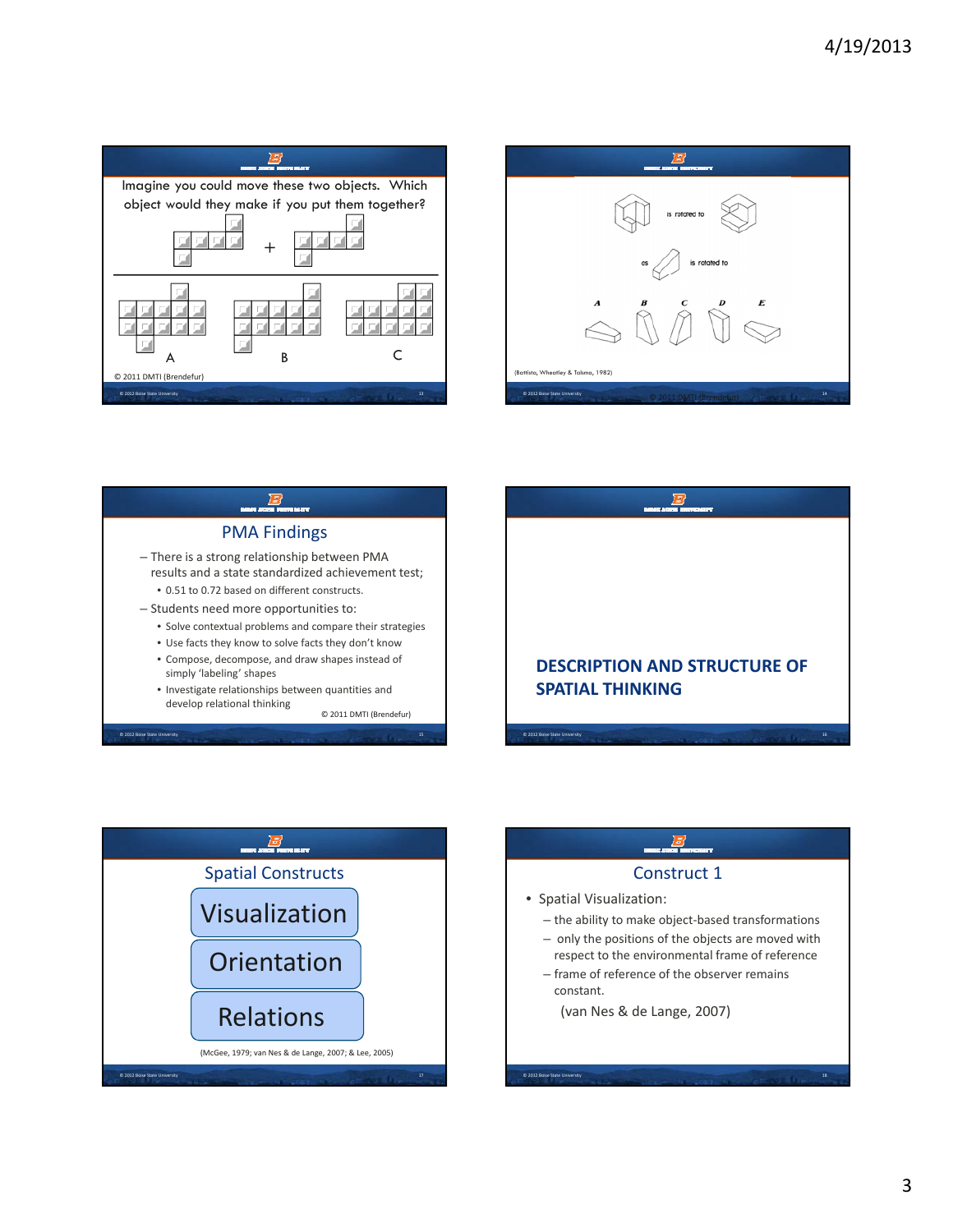Imagine you could move these two objects. Which object would they make if you put them together?

A B C

© 2011 DMTI (Brendefur)

is rotated to

as is rotated to

A B C D E

(Battista, Wheatley & Talsma, 1982)

© 2011 DMTI (Brendefur)

## PMA Findings

- There is a strong relationship between PMA results and a state standardized achievement test;
  - 0.51 to 0.72 based on different constructs.
- Students need more opportunities to:
  - Solve contextual problems and compare their strategies
  - Use facts they know to solve facts they don't know
  - Compose, decompose, and draw shapes instead of simply 'labeling' shapes
  - Investigate relationships between quantities and develop relational thinking

© 2011 DMTI (Brendefur)

## DESCRIPTION AND STRUCTURE OF SPATIAL THINKING

## Spatial Constructs

- Visualization
- Orientation
- Relations

(McGee, 1979; van Nes & de Lange, 2007; & Lee, 2005)

## Construct 1

- Spatial Visualization:
  - the ability to make object-based transformations
  - only the positions of the objects are moved with respect to the environmental frame of reference
  - frame of reference of the observer remains constant.

(van Nes & de Lange, 2007)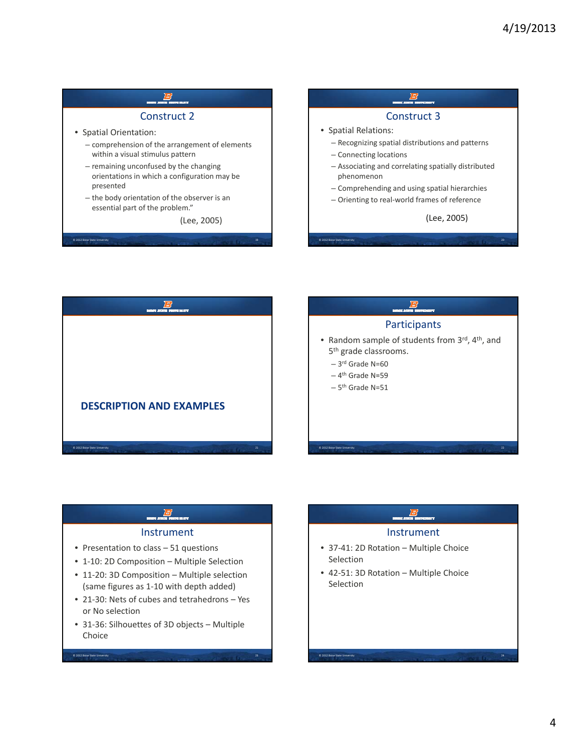## Construct 2

- Spatial Orientation:
  - comprehension of the arrangement of elements within a visual stimulus pattern
  - remaining unconfused by the changing orientations in which a configuration may be presented
  - the body orientation of the observer is an essential part of the problem."

(Lee, 2005)

## Construct 3

- Spatial Relations:
  - Recognizing spatial distributions and patterns
  - Connecting locations
  - Associating and correlating spatially distributed phenomenon
  - Comprehending and using spatial hierarchies
  - Orienting to real-world frames of reference

(Lee, 2005)

## DESCRIPTION AND EXAMPLES

## Participants

- Random sample of students from 3rd, 4th, and 5th grade classrooms.
  - 3rd Grade N=60
  - 4th Grade N=59
  - 5th Grade N=51

## Instrument

- Presentation to class – 51 questions
- 1-10: 2D Composition – Multiple Selection
- 11-20: 3D Composition – Multiple selection (same figures as 1-10 with depth added)
- 21-30: Nets of cubes and tetrahedrons – Yes or No selection
- 31-36: Silhouettes of 3D objects – Multiple Choice

## Instrument

- 37-41: 2D Rotation – Multiple Choice Selection
- 42-51: 3D Rotation – Multiple Choice Selection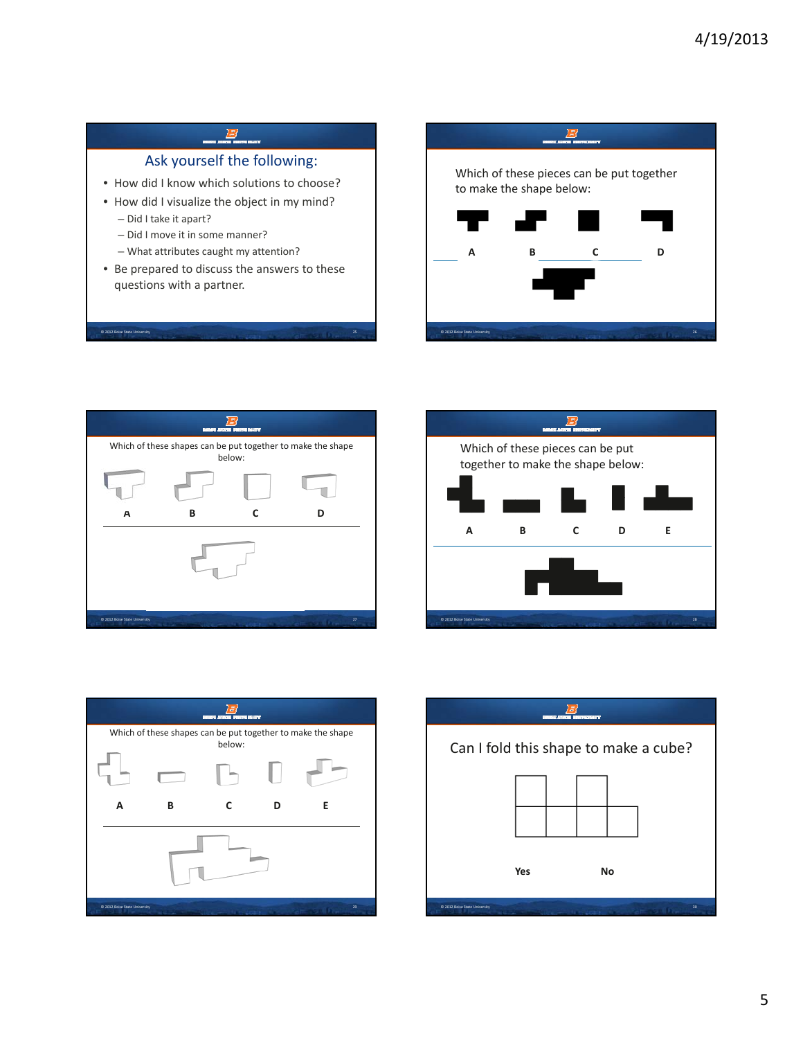## Ask yourself the following:

- How did I know which solutions to choose?
- How did I visualize the object in my mind?
  - Did I take it apart?
  - Did I move it in some manner?
  - What attributes caught my attention?
- Be prepared to discuss the answers to these questions with a partner.

---

Which of these pieces can be put together to make the shape below:

A B C D

---

Which of these shapes can be put together to make the shape below:

A B C D

---

Which of these pieces can be put together to make the shape below:

A B C D E

---

Which of these shapes can be put together to make the shape below:

A B C D E

---

Can I fold this shape to make a cube?

Yes No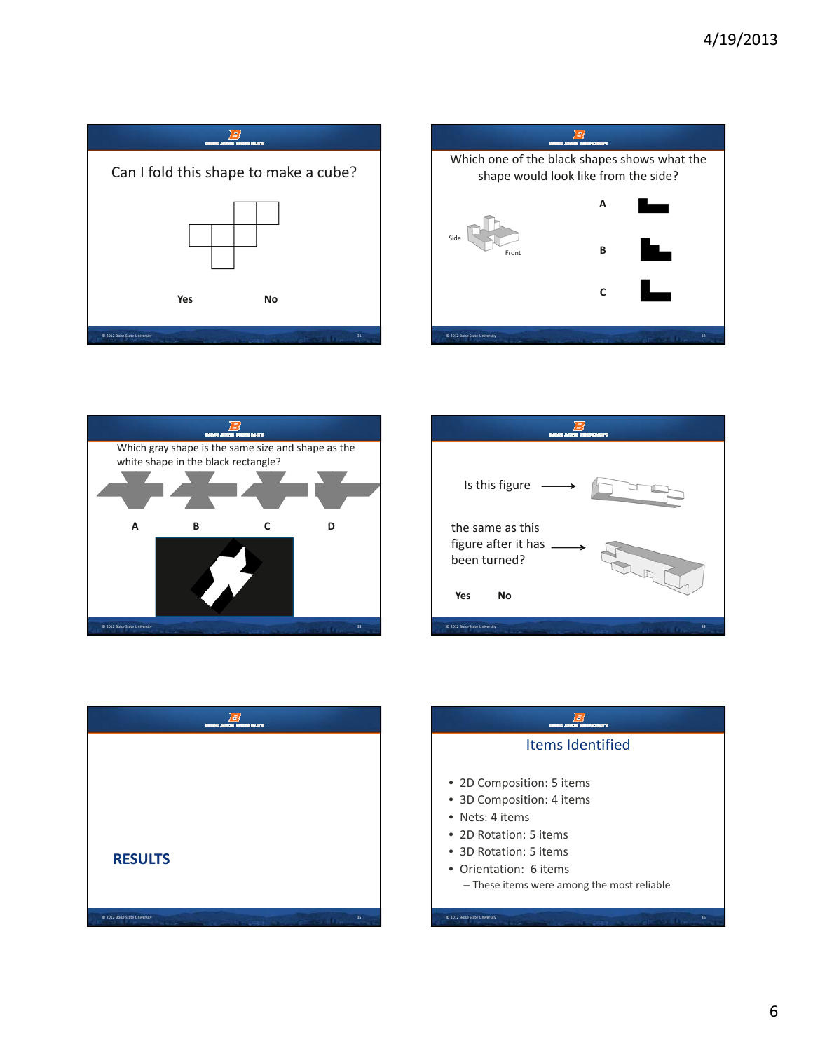Can I fold this shape to make a cube?

Yes No

---

Which one of the black shapes shows what the shape would look like from the side?

Side Front

A

B

C

---

Which gray shape is the same size and shape as the white shape in the black rectangle?

A B C D

---

Is this figure

the same as this figure after it has been turned?

Yes No

---

**RESULTS**

---

## Items Identified

- 2D Composition: 5 items
- 3D Composition: 4 items
- Nets: 4 items
- 2D Rotation: 5 items
- 3D Rotation: 5 items
- Orientation: 6 items
  - These items were among the most reliable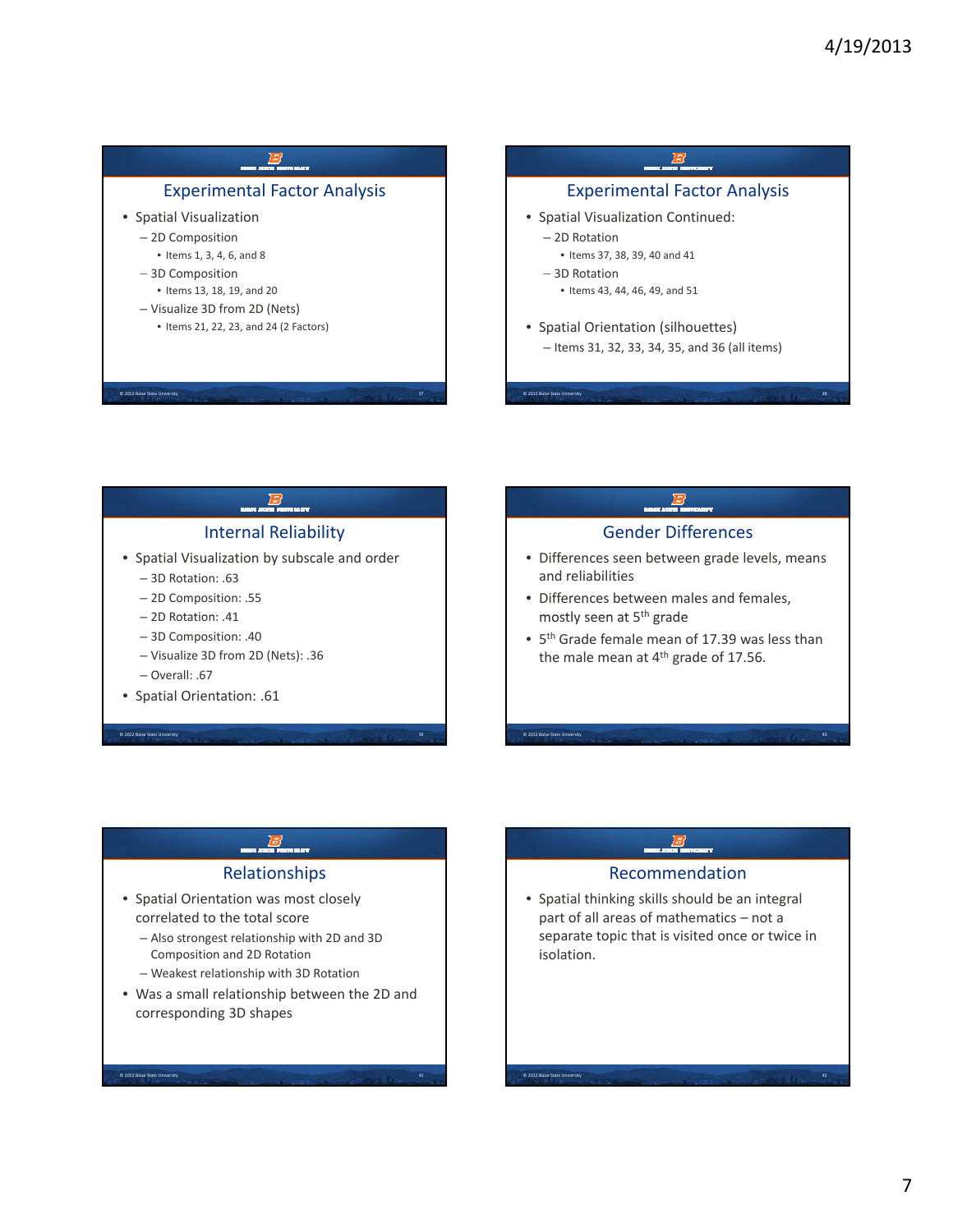## Experimental Factor Analysis

- Spatial Visualization
  - 2D Composition
    - Items 1, 3, 4, 6, and 8
  - 3D Composition
    - Items 13, 18, 19, and 20
  - Visualize 3D from 2D (Nets)
    - Items 21, 22, 23, and 24 (2 Factors)

## Experimental Factor Analysis

- Spatial Visualization Continued:
  - 2D Rotation
    - Items 37, 38, 39, 40 and 41
  - 3D Rotation
    - Items 43, 44, 46, 49, and 51
- Spatial Orientation (silhouettes)
  - Items 31, 32, 33, 34, 35, and 36 (all items)

## Internal Reliability

- Spatial Visualization by subscale and order
  - 3D Rotation: .63
  - 2D Composition: .55
  - 2D Rotation: .41
  - 3D Composition: .40
  - Visualize 3D from 2D (Nets): .36
  - Overall: .67
- Spatial Orientation: .61

## Gender Differences

- Differences seen between grade levels, means and reliabilities
- Differences between males and females, mostly seen at 5th grade
- 5th Grade female mean of 17.39 was less than the male mean at 4th grade of 17.56.

## Relationships

- Spatial Orientation was most closely correlated to the total score
  - Also strongest relationship with 2D and 3D Composition and 2D Rotation
  - Weakest relationship with 3D Rotation
- Was a small relationship between the 2D and corresponding 3D shapes

## Recommendation

- Spatial thinking skills should be an integral part of all areas of mathematics – not a separate topic that is visited once or twice in isolation.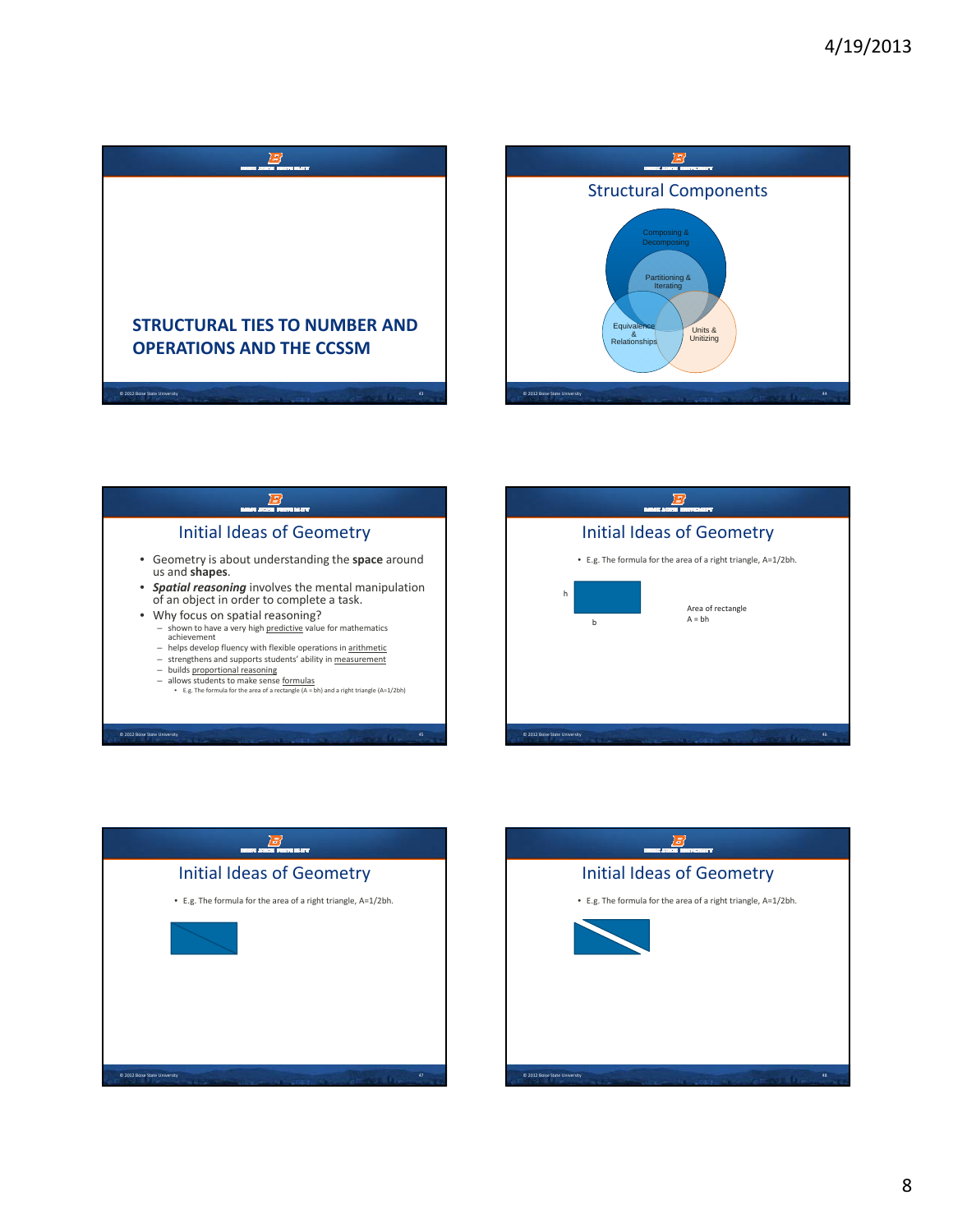## STRUCTURAL TIES TO NUMBER AND OPERATIONS AND THE CCSSM

## Structural Components

Composing & Decomposing

Partitioning & Iterating

Equivalence & Relationships

Units & Unitizing

## Initial Ideas of Geometry

- Geometry is about understanding the **space** around us and **shapes**.
- ***Spatial reasoning*** involves the mental manipulation of an object in order to complete a task.
- Why focus on spatial reasoning?
  - shown to have a very high predictive value for mathematics achievement
  - helps develop fluency with flexible operations in arithmetic
  - strengthens and supports students' ability in measurement
  - builds proportional reasoning
  - allows students to make sense formulas
    - E.g. The formula for the area of a rectangle (A = bh) and a right triangle (A=1/2bh)

## Initial Ideas of Geometry

- E.g. The formula for the area of a right triangle, A=1/2bh.

h

b

Area of rectangle
A = bh

## Initial Ideas of Geometry

- E.g. The formula for the area of a right triangle, A=1/2bh.

## Initial Ideas of Geometry

- E.g. The formula for the area of a right triangle, A=1/2bh.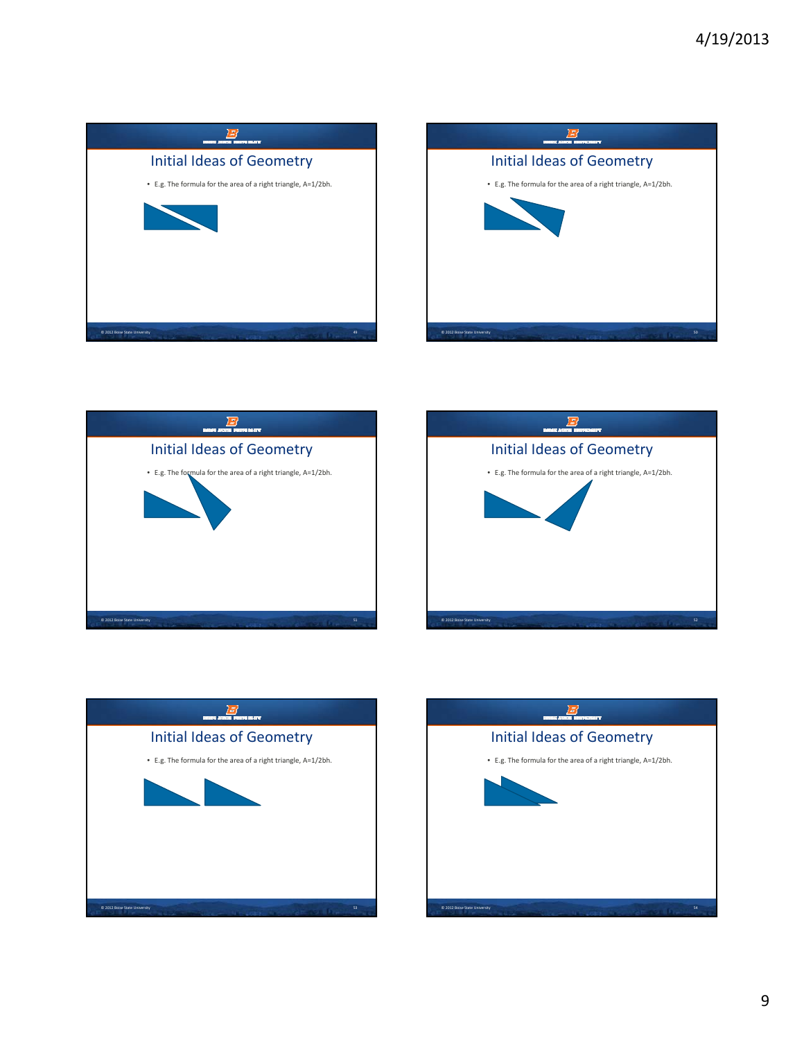## Initial Ideas of Geometry

- E.g. The formula for the area of a right triangle, $A=1/2bh$.

## Initial Ideas of Geometry

- E.g. The formula for the area of a right triangle, $A=1/2bh$.

## Initial Ideas of Geometry

- E.g. The formula for the area of a right triangle, $A=1/2bh$.

## Initial Ideas of Geometry

- E.g. The formula for the area of a right triangle, $A=1/2bh$.

## Initial Ideas of Geometry

- E.g. The formula for the area of a right triangle, $A=1/2bh$.

## Initial Ideas of Geometry

- E.g. The formula for the area of a right triangle, $A=1/2bh$.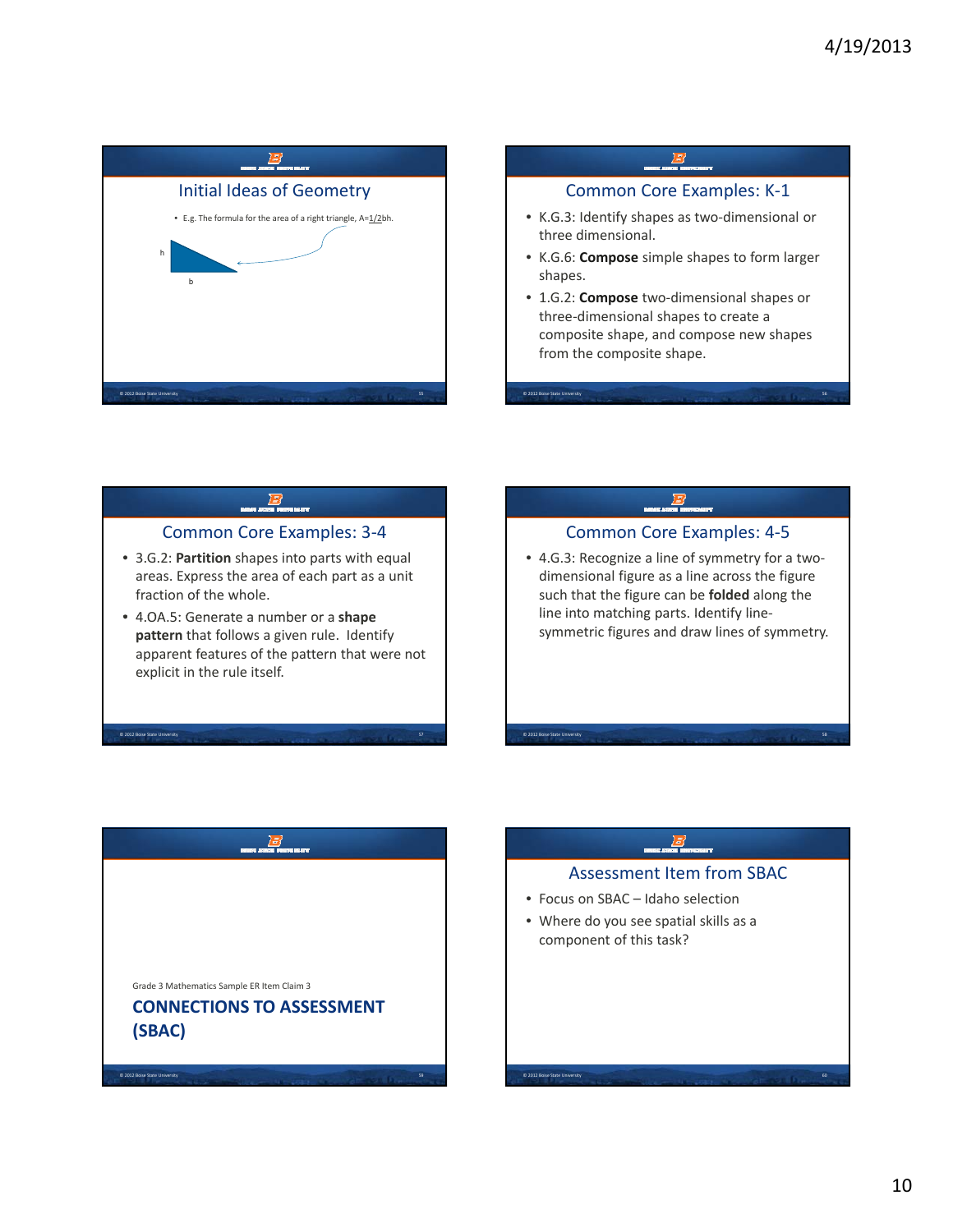## Initial Ideas of Geometry

- E.g. The formula for the area of a right triangle, $A = 1/2bh$.

h

b

## Common Core Examples: K-1

- K.G.3: Identify shapes as two-dimensional or three dimensional.
- K.G.6: **Compose** simple shapes to form larger shapes.
- 1.G.2: **Compose** two-dimensional shapes or three-dimensional shapes to create a composite shape, and compose new shapes from the composite shape.

## Common Core Examples: 3-4

- 3.G.2: **Partition** shapes into parts with equal areas. Express the area of each part as a unit fraction of the whole.
- 4.OA.5: Generate a number or a **shape pattern** that follows a given rule. Identify apparent features of the pattern that were not explicit in the rule itself.

## Common Core Examples: 4-5

- 4.G.3: Recognize a line of symmetry for a two-dimensional figure as a line across the figure such that the figure can be **folded** along the line into matching parts. Identify line-symmetric figures and draw lines of symmetry.

Grade 3 Mathematics Sample ER Item Claim 3

## CONNECTIONS TO ASSESSMENT (SBAC)

## Assessment Item from SBAC

- Focus on SBAC – Idaho selection
- Where do you see spatial skills as a component of this task?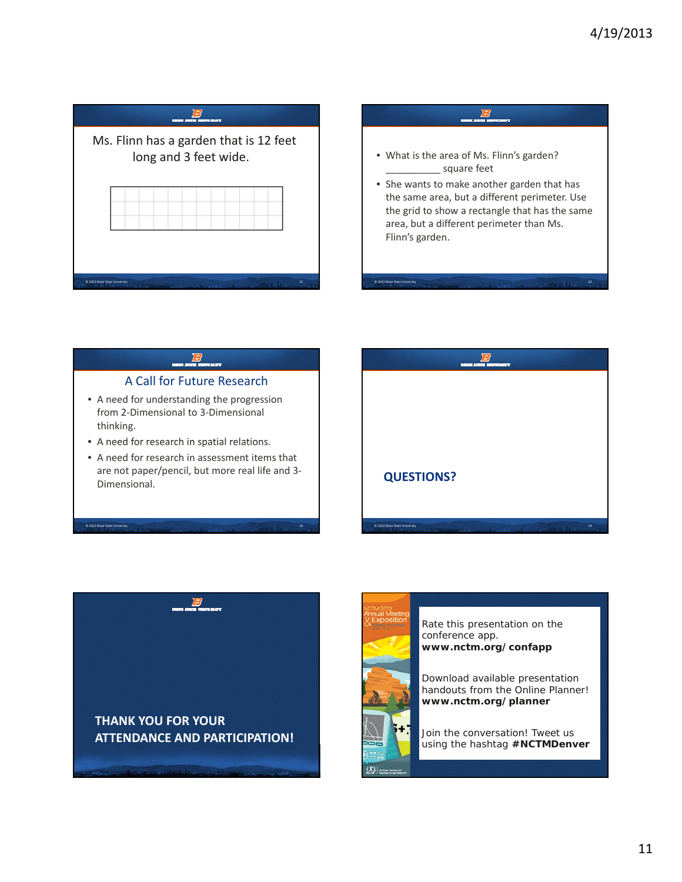Ms. Flinn has a garden that is 12 feet long and 3 feet wide.

- What is the area of Ms. Flinn's garden? __________ square feet
- She wants to make another garden that has the same area, but a different perimeter. Use the grid to show a rectangle that has the same area, but a different perimeter than Ms. Flinn's garden.

## A Call for Future Research

- A need for understanding the progression from 2-Dimensional to 3-Dimensional thinking.
- A need for research in spatial relations.
- A need for research in assessment items that are not paper/pencil, but more real life and 3-Dimensional.

**QUESTIONS?**

**THANK YOU FOR YOUR ATTENDANCE AND PARTICIPATION!**

Rate this presentation on the conference app.
**www.nctm.org/confapp**

Download available presentation handouts from the Online Planner!
**www.nctm.org/planner**

Join the conversation! Tweet us using the hashtag **#NCTMDenver**